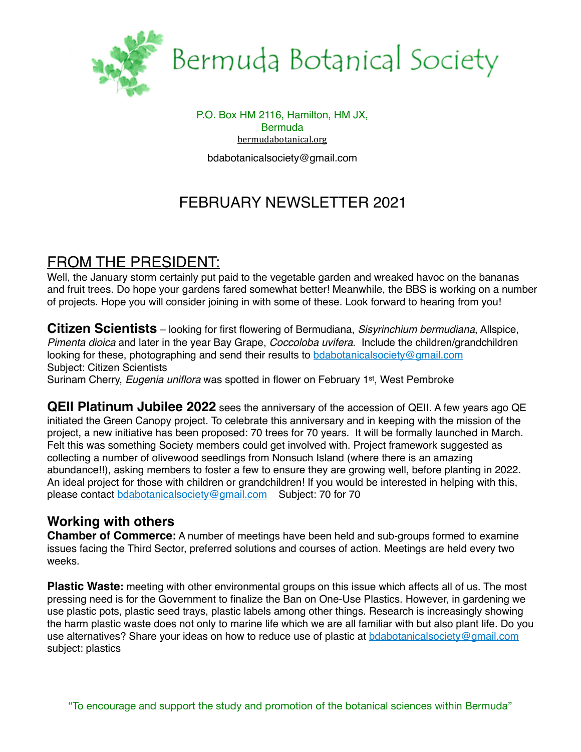# Bermuda Botanical Society

P.O. Box HM 2116, Hamilton, HM JX, Bermuda
bermudabotanical.org

bdabotanicalsociety@gmail.com

## FEBRUARY NEWSLETTER 2021

## FROM THE PRESIDENT:

Well, the January storm certainly put paid to the vegetable garden and wreaked havoc on the bananas and fruit trees. Do hope your gardens fared somewhat better! Meanwhile, the BBS is working on a number of projects. Hope you will consider joining in with some of these. Look forward to hearing from you!

**Citizen Scientists** – looking for first flowering of Bermudiana, *Sisyrinchium bermudiana*, Allspice, *Pimenta dioica* and later in the year Bay Grape, *Coccoloba uvifera*. Include the children/grandchildren looking for these, photographing and send their results to bdabotanicalsociety@gmail.com
Subject: Citizen Scientists
Surinam Cherry, *Eugenia uniflora* was spotted in flower on February 1st, West Pembroke

**QEII Platinum Jubilee 2022** sees the anniversary of the accession of QEII. A few years ago QE initiated the Green Canopy project. To celebrate this anniversary and in keeping with the mission of the project, a new initiative has been proposed: 70 trees for 70 years. It will be formally launched in March. Felt this was something Society members could get involved with. Project framework suggested as collecting a number of olivewood seedlings from Nonsuch Island (where there is an amazing abundance!!), asking members to foster a few to ensure they are growing well, before planting in 2022. An ideal project for those with children or grandchildren! If you would be interested in helping with this, please contact bdabotanicalsociety@gmail.com Subject: 70 for 70

### Working with others

**Chamber of Commerce:** A number of meetings have been held and sub-groups formed to examine issues facing the Third Sector, preferred solutions and courses of action. Meetings are held every two weeks.

**Plastic Waste:** meeting with other environmental groups on this issue which affects all of us. The most pressing need is for the Government to finalize the Ban on One-Use Plastics. However, in gardening we use plastic pots, plastic seed trays, plastic labels among other things. Research is increasingly showing the harm plastic waste does not only to marine life which we are all familiar with but also plant life. Do you use alternatives? Share your ideas on how to reduce use of plastic at bdabotanicalsociety@gmail.com subject: plastics

"To encourage and support the study and promotion of the botanical sciences within Bermuda"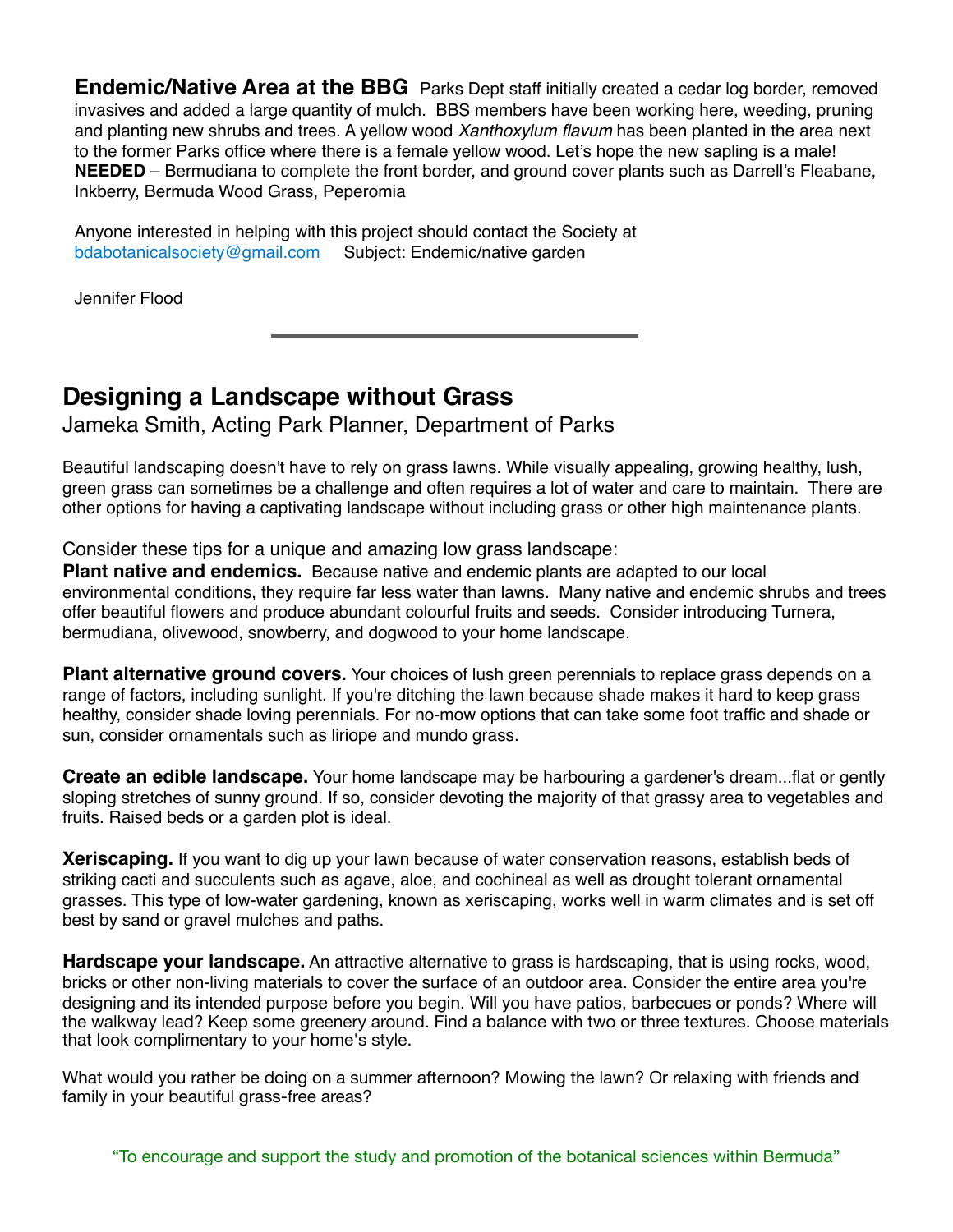**Endemic/Native Area at the BBG** Parks Dept staff initially created a cedar log border, removed invasives and added a large quantity of mulch. BBS members have been working here, weeding, pruning and planting new shrubs and trees. A yellow wood *Xanthoxylum flavum* has been planted in the area next to the former Parks office where there is a female yellow wood. Let's hope the new sapling is a male! **NEEDED** – Bermudiana to complete the front border, and ground cover plants such as Darrell's Fleabane, Inkberry, Bermuda Wood Grass, Peperomia

Anyone interested in helping with this project should contact the Society at bdabotanicalsociety@gmail.com Subject: Endemic/native garden

Jennifer Flood

---

## Designing a Landscape without Grass

Jameka Smith, Acting Park Planner, Department of Parks

Beautiful landscaping doesn't have to rely on grass lawns. While visually appealing, growing healthy, lush, green grass can sometimes be a challenge and often requires a lot of water and care to maintain. There are other options for having a captivating landscape without including grass or other high maintenance plants.

Consider these tips for a unique and amazing low grass landscape:

**Plant native and endemics.** Because native and endemic plants are adapted to our local environmental conditions, they require far less water than lawns. Many native and endemic shrubs and trees offer beautiful flowers and produce abundant colourful fruits and seeds. Consider introducing Turnera, bermudiana, olivewood, snowberry, and dogwood to your home landscape.

**Plant alternative ground covers.** Your choices of lush green perennials to replace grass depends on a range of factors, including sunlight. If you're ditching the lawn because shade makes it hard to keep grass healthy, consider shade loving perennials. For no-mow options that can take some foot traffic and shade or sun, consider ornamentals such as liriope and mundo grass.

**Create an edible landscape.** Your home landscape may be harbouring a gardener's dream...flat or gently sloping stretches of sunny ground. If so, consider devoting the majority of that grassy area to vegetables and fruits. Raised beds or a garden plot is ideal.

**Xeriscaping.** If you want to dig up your lawn because of water conservation reasons, establish beds of striking cacti and succulents such as agave, aloe, and cochineal as well as drought tolerant ornamental grasses. This type of low-water gardening, known as xeriscaping, works well in warm climates and is set off best by sand or gravel mulches and paths.

**Hardscape your landscape.** An attractive alternative to grass is hardscaping, that is using rocks, wood, bricks or other non-living materials to cover the surface of an outdoor area. Consider the entire area you're designing and its intended purpose before you begin. Will you have patios, barbecues or ponds? Where will the walkway lead? Keep some greenery around. Find a balance with two or three textures. Choose materials that look complimentary to your home's style.

What would you rather be doing on a summer afternoon? Mowing the lawn? Or relaxing with friends and family in your beautiful grass-free areas?

"To encourage and support the study and promotion of the botanical sciences within Bermuda"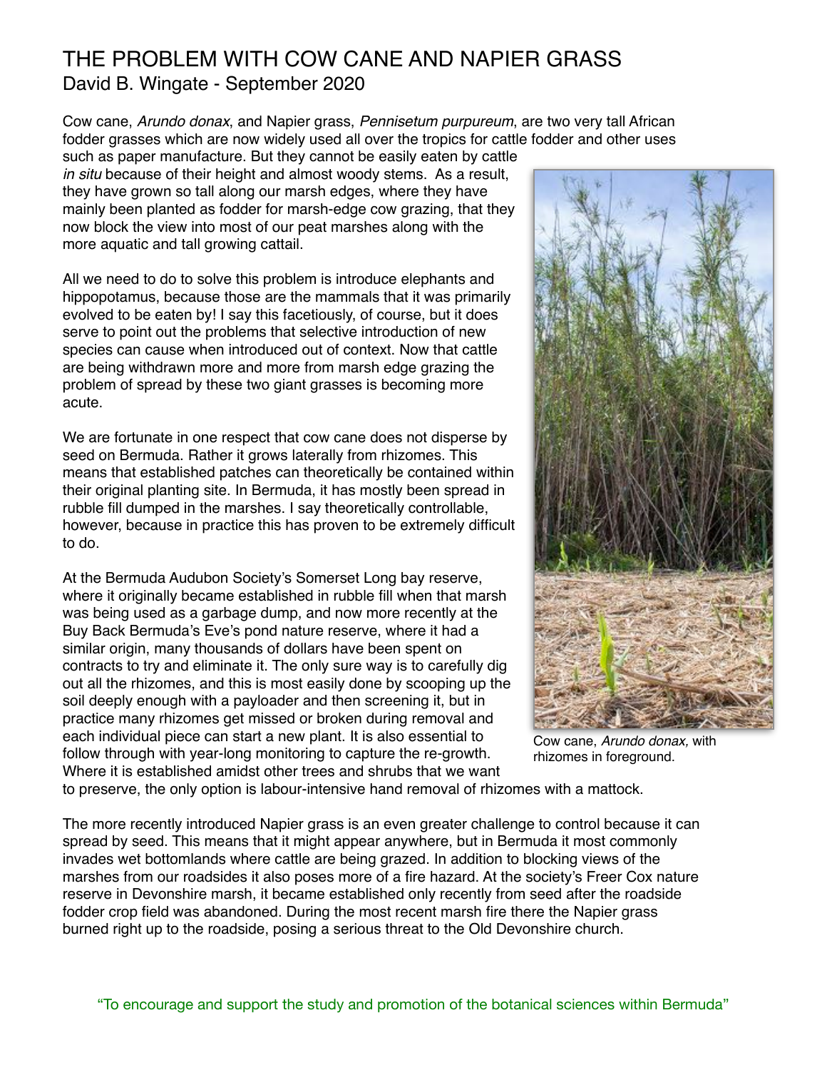# THE PROBLEM WITH COW CANE AND NAPIER GRASS

David B. Wingate - September 2020

Cow cane, *Arundo donax*, and Napier grass, *Pennisetum purpureum*, are two very tall African fodder grasses which are now widely used all over the tropics for cattle fodder and other uses such as paper manufacture. But they cannot be easily eaten by cattle *in situ* because of their height and almost woody stems. As a result, they have grown so tall along our marsh edges, where they have mainly been planted as fodder for marsh-edge cow grazing, that they now block the view into most of our peat marshes along with the more aquatic and tall growing cattail.

All we need to do to solve this problem is introduce elephants and hippopotamus, because those are the mammals that it was primarily evolved to be eaten by! I say this facetiously, of course, but it does serve to point out the problems that selective introduction of new species can cause when introduced out of context. Now that cattle are being withdrawn more and more from marsh edge grazing the problem of spread by these two giant grasses is becoming more acute.

We are fortunate in one respect that cow cane does not disperse by seed on Bermuda. Rather it grows laterally from rhizomes. This means that established patches can theoretically be contained within their original planting site. In Bermuda, it has mostly been spread in rubble fill dumped in the marshes. I say theoretically controllable, however, because in practice this has proven to be extremely difficult to do.

At the Bermuda Audubon Society's Somerset Long bay reserve, where it originally became established in rubble fill when that marsh was being used as a garbage dump, and now more recently at the Buy Back Bermuda's Eve's pond nature reserve, where it had a similar origin, many thousands of dollars have been spent on contracts to try and eliminate it. The only sure way is to carefully dig out all the rhizomes, and this is most easily done by scooping up the soil deeply enough with a payloader and then screening it, but in practice many rhizomes get missed or broken during removal and each individual piece can start a new plant. It is also essential to follow through with year-long monitoring to capture the re-growth. Where it is established amidst other trees and shrubs that we want to preserve, the only option is labour-intensive hand removal of rhizomes with a mattock.

Cow cane, *Arundo donax,* with rhizomes in foreground.

The more recently introduced Napier grass is an even greater challenge to control because it can spread by seed. This means that it might appear anywhere, but in Bermuda it most commonly invades wet bottomlands where cattle are being grazed. In addition to blocking views of the marshes from our roadsides it also poses more of a fire hazard. At the society's Freer Cox nature reserve in Devonshire marsh, it became established only recently from seed after the roadside fodder crop field was abandoned. During the most recent marsh fire there the Napier grass burned right up to the roadside, posing a serious threat to the Old Devonshire church.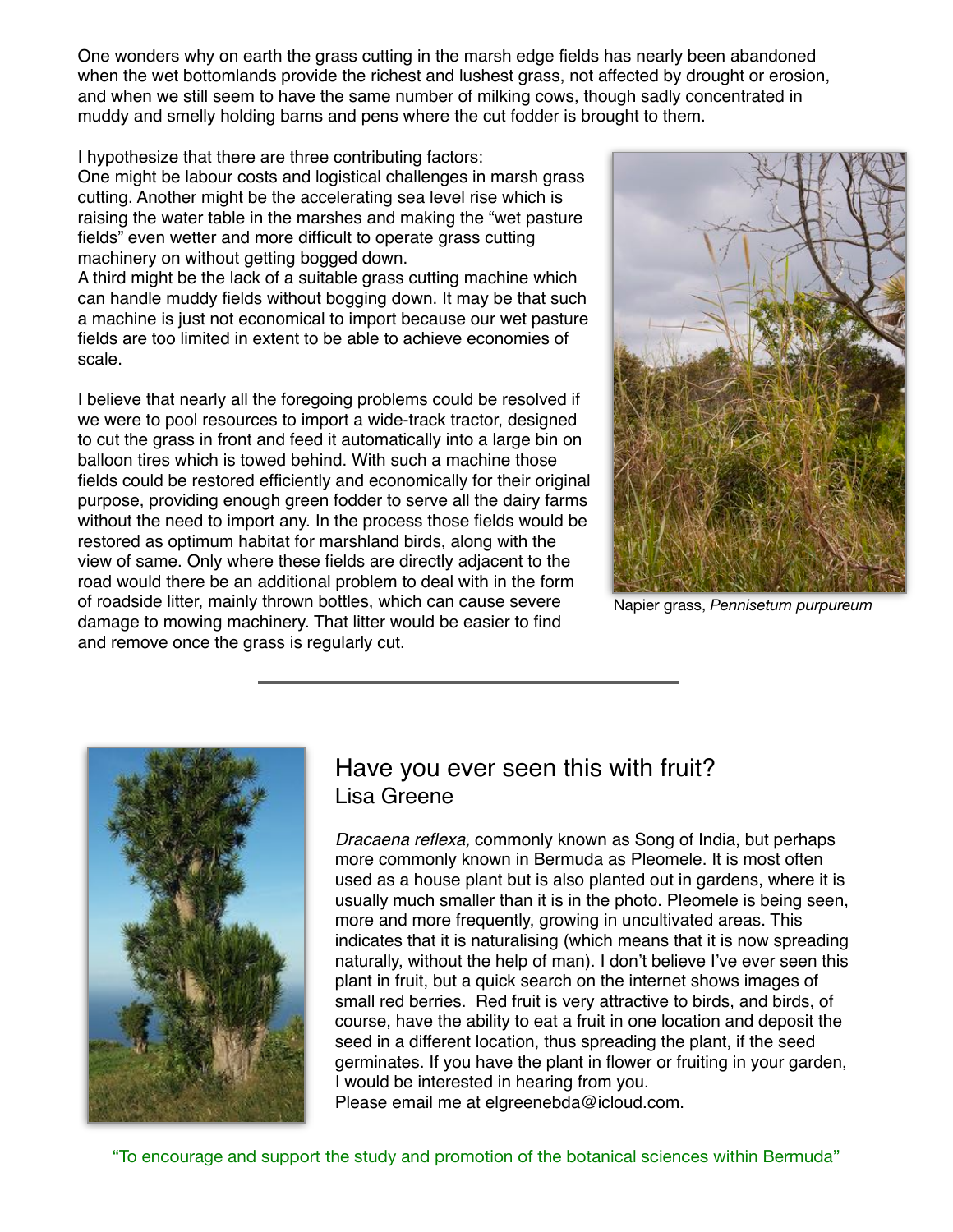One wonders why on earth the grass cutting in the marsh edge fields has nearly been abandoned when the wet bottomlands provide the richest and lushest grass, not affected by drought or erosion, and when we still seem to have the same number of milking cows, though sadly concentrated in muddy and smelly holding barns and pens where the cut fodder is brought to them.

I hypothesize that there are three contributing factors:
One might be labour costs and logistical challenges in marsh grass cutting. Another might be the accelerating sea level rise which is raising the water table in the marshes and making the "wet pasture fields" even wetter and more difficult to operate grass cutting machinery on without getting bogged down.
A third might be the lack of a suitable grass cutting machine which can handle muddy fields without bogging down. It may be that such a machine is just not economical to import because our wet pasture fields are too limited in extent to be able to achieve economies of scale.

I believe that nearly all the foregoing problems could be resolved if we were to pool resources to import a wide-track tractor, designed to cut the grass in front and feed it automatically into a large bin on balloon tires which is towed behind. With such a machine those fields could be restored efficiently and economically for their original purpose, providing enough green fodder to serve all the dairy farms without the need to import any. In the process those fields would be restored as optimum habitat for marshland birds, along with the view of same. Only where these fields are directly adjacent to the road would there be an additional problem to deal with in the form of roadside litter, mainly thrown bottles, which can cause severe damage to mowing machinery. That litter would be easier to find and remove once the grass is regularly cut.

Napier grass, *Pennisetum purpureum*

---

## Have you ever seen this with fruit?
### Lisa Greene

*Dracaena reflexa,* commonly known as Song of India, but perhaps more commonly known in Bermuda as Pleomele. It is most often used as a house plant but is also planted out in gardens, where it is usually much smaller than it is in the photo. Pleomele is being seen, more and more frequently, growing in uncultivated areas. This indicates that it is naturalising (which means that it is now spreading naturally, without the help of man). I don't believe I've ever seen this plant in fruit, but a quick search on the internet shows images of small red berries. Red fruit is very attractive to birds, and birds, of course, have the ability to eat a fruit in one location and deposit the seed in a different location, thus spreading the plant, if the seed germinates. If you have the plant in flower or fruiting in your garden, I would be interested in hearing from you.
Please email me at elgreenebda@icloud.com.

"To encourage and support the study and promotion of the botanical sciences within Bermuda"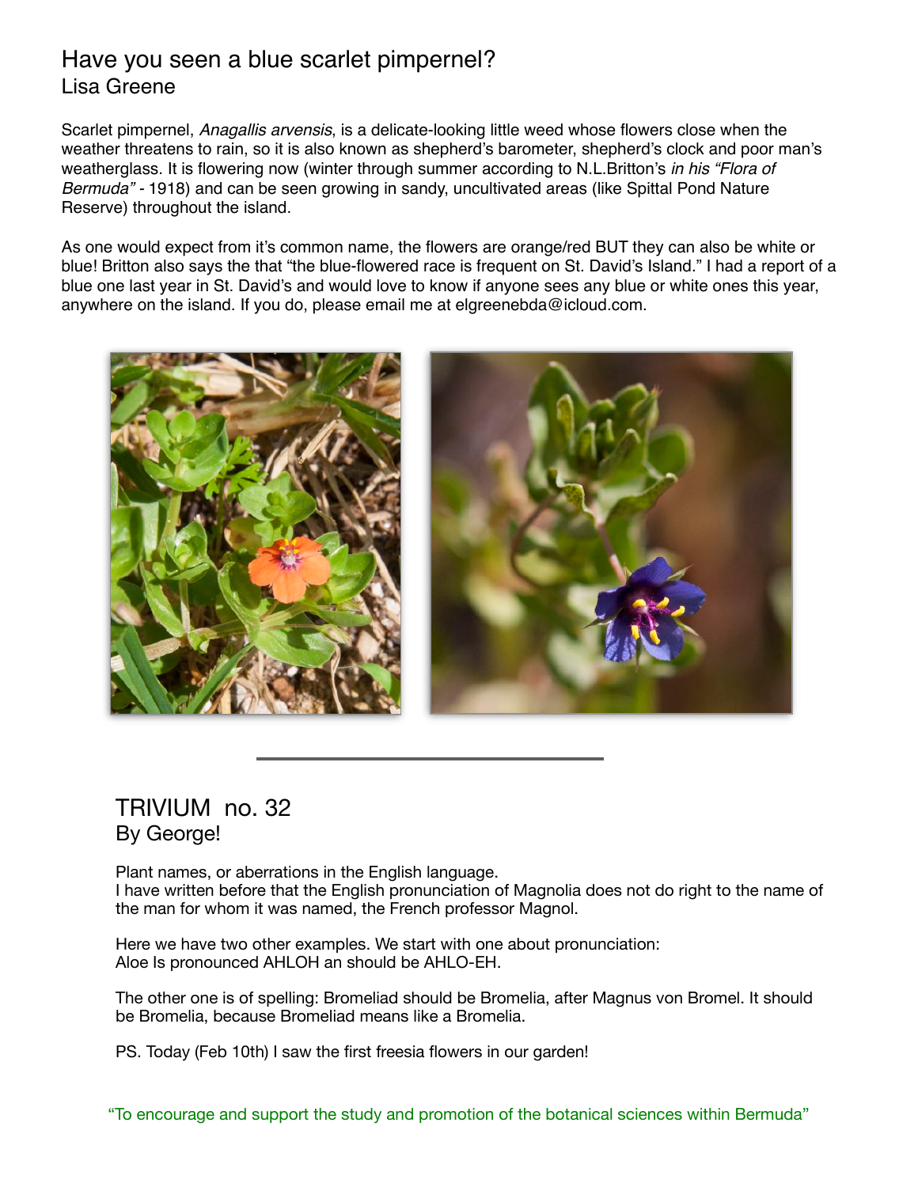## Have you seen a blue scarlet pimpernel?

Lisa Greene

Scarlet pimpernel, *Anagallis arvensis*, is a delicate-looking little weed whose flowers close when the weather threatens to rain, so it is also known as shepherd's barometer, shepherd's clock and poor man's weatherglass. It is flowering now (winter through summer according to N.L.Britton's *in his "Flora of Bermuda"* - 1918) and can be seen growing in sandy, uncultivated areas (like Spittal Pond Nature Reserve) throughout the island.

As one would expect from it's common name, the flowers are orange/red BUT they can also be white or blue! Britton also says the that "the blue-flowered race is frequent on St. David's Island." I had a report of a blue one last year in St. David's and would love to know if anyone sees any blue or white ones this year, anywhere on the island. If you do, please email me at elgreenebda@icloud.com.

---

## TRIVIUM no. 32

By George!

Plant names, or aberrations in the English language.
I have written before that the English pronunciation of Magnolia does not do right to the name of the man for whom it was named, the French professor Magnol.

Here we have two other examples. We start with one about pronunciation:
Aloe Is pronounced AHLOH an should be AHLO-EH.

The other one is of spelling: Bromeliad should be Bromelia, after Magnus von Bromel. It should be Bromelia, because Bromeliad means like a Bromelia.

PS. Today (Feb 10th) I saw the first freesia flowers in our garden!

"To encourage and support the study and promotion of the botanical sciences within Bermuda"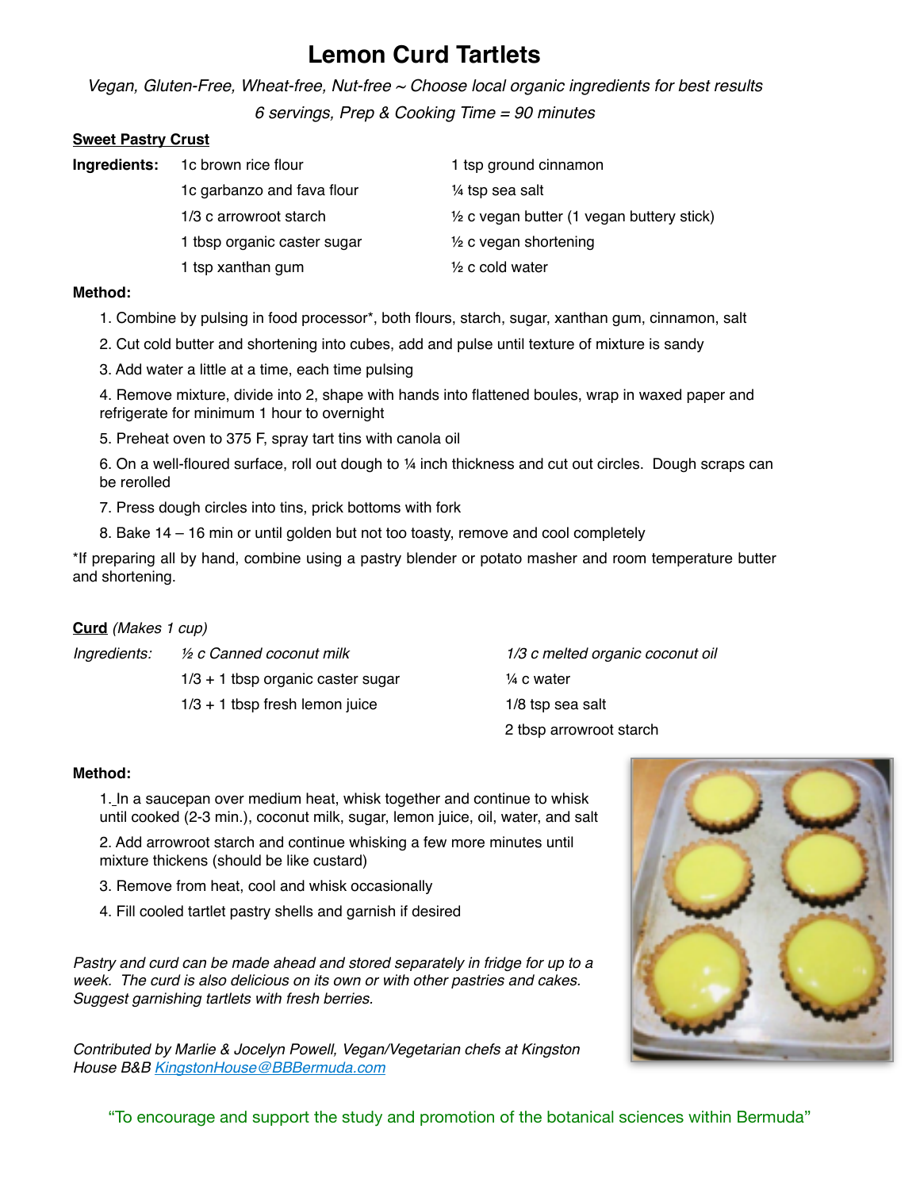# Lemon Curd Tartlets

*Vegan, Gluten-Free, Wheat-free, Nut-free ~ Choose local organic ingredients for best results*

*6 servings, Prep & Cooking Time = 90 minutes*

## Sweet Pastry Crust

**Ingredients:**

- 1c brown rice flour
- 1c garbanzo and fava flour
- 1/3 c arrowroot starch
- 1 tbsp organic caster sugar
- 1 tsp xanthan gum
- 1 tsp ground cinnamon
- ¼ tsp sea salt
- ½ c vegan butter (1 vegan buttery stick)
- ½ c vegan shortening
- ½ c cold water

**Method:**

1. Combine by pulsing in food processor*, both flours, starch, sugar, xanthan gum, cinnamon, salt
2. Cut cold butter and shortening into cubes, add and pulse until texture of mixture is sandy
3. Add water a little at a time, each time pulsing
4. Remove mixture, divide into 2, shape with hands into flattened boules, wrap in waxed paper and refrigerate for minimum 1 hour to overnight
5. Preheat oven to 375 F, spray tart tins with canola oil
6. On a well-floured surface, roll out dough to ¼ inch thickness and cut out circles. Dough scraps can be rerolled
7. Press dough circles into tins, prick bottoms with fork
8. Bake 14 – 16 min or until golden but not too toasty, remove and cool completely

*If preparing all by hand, combine using a pastry blender or potato masher and room temperature butter and shortening.

## Curd *(Makes 1 cup)*

*Ingredients:*

- *½ c Canned coconut milk*
- 1/3 + 1 tbsp organic caster sugar
- 1/3 + 1 tbsp fresh lemon juice
- *1/3 c melted organic coconut oil*
- ¼ c water
- 1/8 tsp sea salt
- 2 tbsp arrowroot starch

**Method:**

1. In a saucepan over medium heat, whisk together and continue to whisk until cooked (2-3 min.), coconut milk, sugar, lemon juice, oil, water, and salt
2. Add arrowroot starch and continue whisking a few more minutes until mixture thickens (should be like custard)
3. Remove from heat, cool and whisk occasionally
4. Fill cooled tartlet pastry shells and garnish if desired

*Pastry and curd can be made ahead and stored separately in fridge for up to a week. The curd is also delicious on its own or with other pastries and cakes. Suggest garnishing tartlets with fresh berries.*

*Contributed by Marlie & Jocelyn Powell, Vegan/Vegetarian chefs at Kingston House B&B KingstonHouse@BBBermuda.com*

"To encourage and support the study and promotion of the botanical sciences within Bermuda"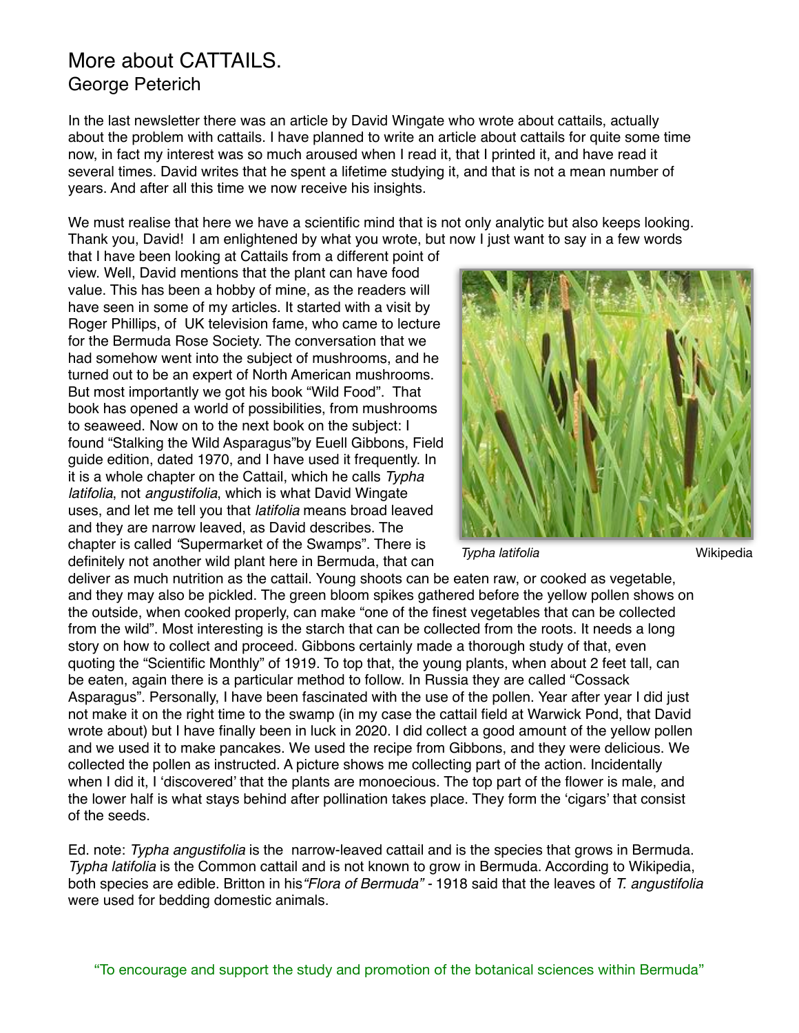# More about CATTAILS.

## George Peterich

In the last newsletter there was an article by David Wingate who wrote about cattails, actually about the problem with cattails. I have planned to write an article about cattails for quite some time now, in fact my interest was so much aroused when I read it, that I printed it, and have read it several times. David writes that he spent a lifetime studying it, and that is not a mean number of years. And after all this time we now receive his insights.

We must realise that here we have a scientific mind that is not only analytic but also keeps looking. Thank you, David! I am enlightened by what you wrote, but now I just want to say in a few words that I have been looking at Cattails from a different point of view. Well, David mentions that the plant can have food value. This has been a hobby of mine, as the readers will have seen in some of my articles. It started with a visit by Roger Phillips, of UK television fame, who came to lecture for the Bermuda Rose Society. The conversation that we had somehow went into the subject of mushrooms, and he turned out to be an expert of North American mushrooms. But most importantly we got his book "Wild Food". That book has opened a world of possibilities, from mushrooms to seaweed. Now on to the next book on the subject: I found "Stalking the Wild Asparagus"by Euell Gibbons, Field guide edition, dated 1970, and I have used it frequently. In it is a whole chapter on the Cattail, which he calls *Typha latifolia*, not *angustifolia*, which is what David Wingate uses, and let me tell you that *latifolia* means broad leaved and they are narrow leaved, as David describes. The chapter is called "Supermarket of the Swamps". There is definitely not another wild plant here in Bermuda, that can deliver as much nutrition as the cattail. Young shoots can be eaten raw, or cooked as vegetable, and they may also be pickled. The green bloom spikes gathered before the yellow pollen shows on the outside, when cooked properly, can make "one of the finest vegetables that can be collected from the wild". Most interesting is the starch that can be collected from the roots. It needs a long story on how to collect and proceed. Gibbons certainly made a thorough study of that, even quoting the "Scientific Monthly" of 1919. To top that, the young plants, when about 2 feet tall, can be eaten, again there is a particular method to follow. In Russia they are called "Cossack Asparagus". Personally, I have been fascinated with the use of the pollen. Year after year I did just not make it on the right time to the swamp (in my case the cattail field at Warwick Pond, that David wrote about) but I have finally been in luck in 2020. I did collect a good amount of the yellow pollen and we used it to make pancakes. We used the recipe from Gibbons, and they were delicious. We collected the pollen as instructed. A picture shows me collecting part of the action. Incidentally when I did it, I 'discovered' the plants are monoecious. The top part of the flower is male, and the lower half is what stays behind after pollination takes place. They form the 'cigars' that consist of the seeds.

*Typha latifolia* Wikipedia

Ed. note: *Typha angustifolia* is the narrow-leaved cattail and is the species that grows in Bermuda. *Typha latifolia* is the Common cattail and is not known to grow in Bermuda. According to Wikipedia, both species are edible. Britton in his *"Flora of Bermuda"* - 1918 said that the leaves of *T. angustifolia* were used for bedding domestic animals.

"To encourage and support the study and promotion of the botanical sciences within Bermuda"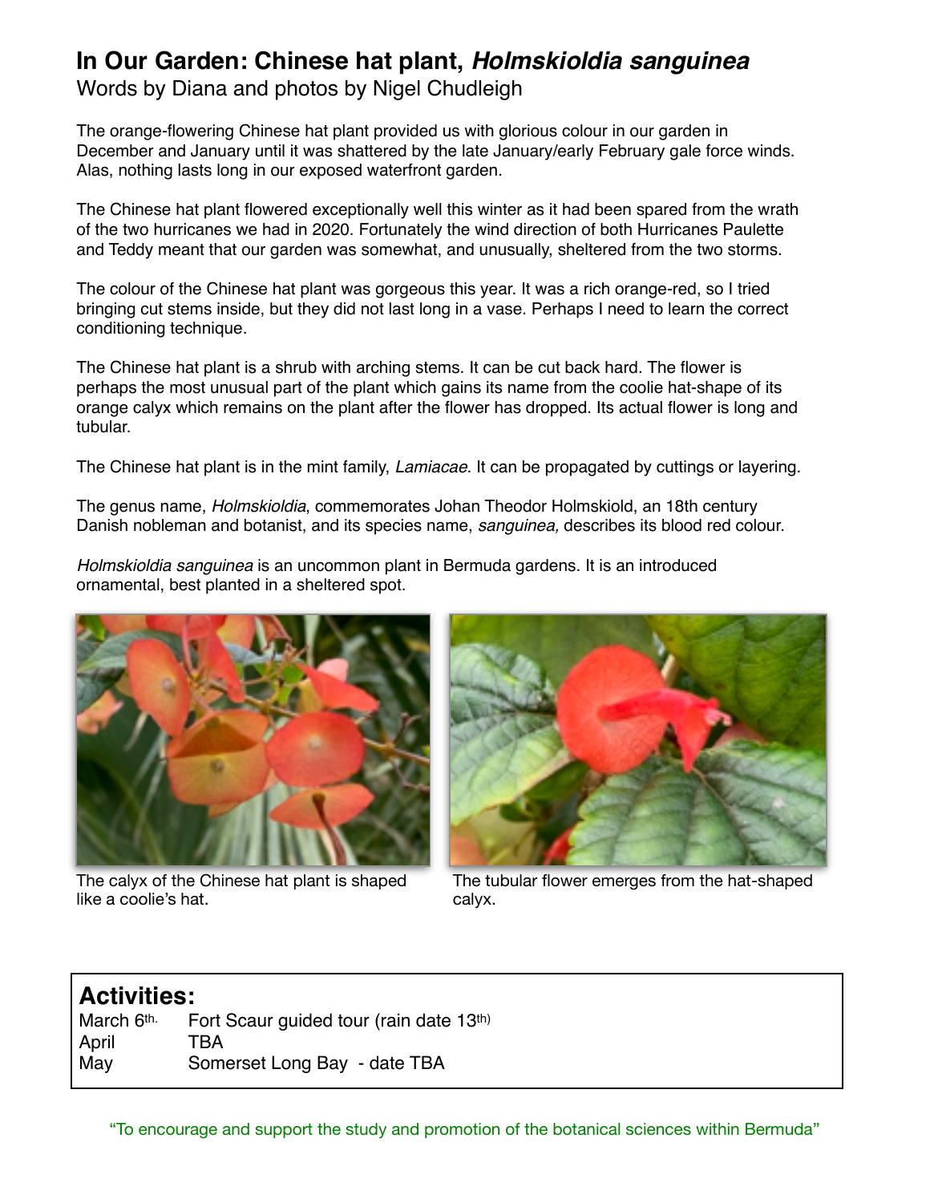# In Our Garden: Chinese hat plant, *Holmskioldia sanguinea*

Words by Diana and photos by Nigel Chudleigh

The orange-flowering Chinese hat plant provided us with glorious colour in our garden in December and January until it was shattered by the late January/early February gale force winds. Alas, nothing lasts long in our exposed waterfront garden.

The Chinese hat plant flowered exceptionally well this winter as it had been spared from the wrath of the two hurricanes we had in 2020. Fortunately the wind direction of both Hurricanes Paulette and Teddy meant that our garden was somewhat, and unusually, sheltered from the two storms.

The colour of the Chinese hat plant was gorgeous this year. It was a rich orange-red, so I tried bringing cut stems inside, but they did not last long in a vase. Perhaps I need to learn the correct conditioning technique.

The Chinese hat plant is a shrub with arching stems. It can be cut back hard. The flower is perhaps the most unusual part of the plant which gains its name from the coolie hat-shape of its orange calyx which remains on the plant after the flower has dropped. Its actual flower is long and tubular.

The Chinese hat plant is in the mint family, *Lamiacae*. It can be propagated by cuttings or layering.

The genus name, *Holmskioldia*, commemorates Johan Theodor Holmskiold, an 18th century Danish nobleman and botanist, and its species name, *sanguinea,* describes its blood red colour.

*Holmskioldia sanguinea* is an uncommon plant in Bermuda gardens. It is an introduced ornamental, best planted in a sheltered spot.

The calyx of the Chinese hat plant is shaped like a coolie's hat.

The tubular flower emerges from the hat-shaped calyx.

## Activities:

| | |
|---|---|
| March 6th. | Fort Scaur guided tour (rain date 13th) |
| April | TBA |
| May | Somerset Long Bay - date TBA |

"To encourage and support the study and promotion of the botanical sciences within Bermuda"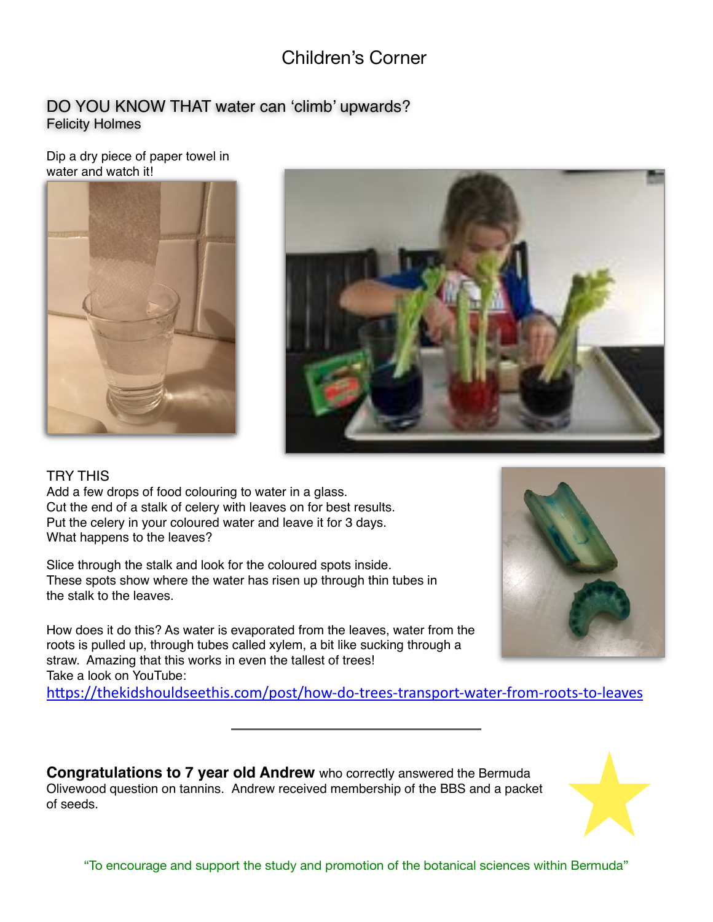# Children's Corner

## DO YOU KNOW THAT water can 'climb' upwards?

Felicity Holmes

Dip a dry piece of paper towel in water and watch it!

TRY THIS

Add a few drops of food colouring to water in a glass.
Cut the end of a stalk of celery with leaves on for best results.
Put the celery in your coloured water and leave it for 3 days.
What happens to the leaves?

Slice through the stalk and look for the coloured spots inside.
These spots show where the water has risen up through thin tubes in the stalk to the leaves.

How does it do this? As water is evaporated from the leaves, water from the roots is pulled up, through tubes called xylem, a bit like sucking through a straw. Amazing that this works in even the tallest of trees!
Take a look on YouTube:
https://thekidshouldseethis.com/post/how-do-trees-transport-water-from-roots-to-leaves

---

**Congratulations to 7 year old Andrew** who correctly answered the Bermuda Olivewood question on tannins. Andrew received membership of the BBS and a packet of seeds.

"To encourage and support the study and promotion of the botanical sciences within Bermuda"